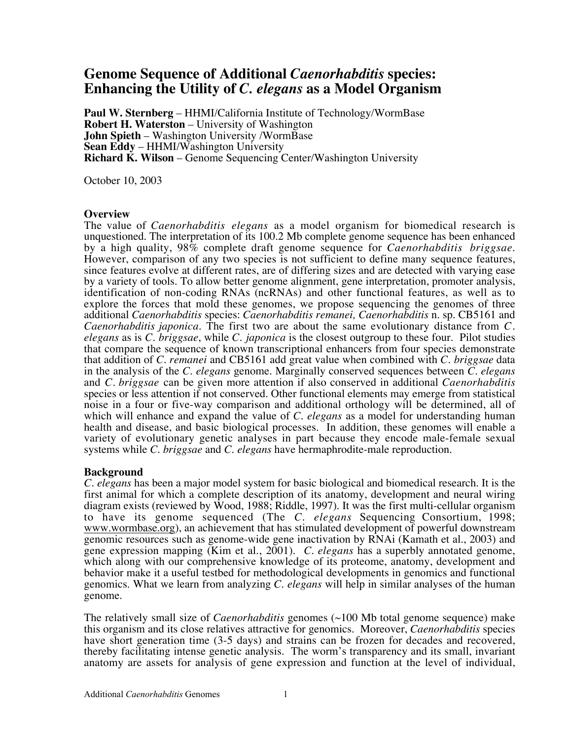# Genome Sequence of Additional *Caenorhabditis* species: Enhancing the Utility of *C. elegans* as a Model Organism

**Paul W. Sternberg** – HHMI/California Institute of Technology/WormBase
**Robert H. Waterston** – University of Washington
**John Spieth** – Washington University /WormBase
**Sean Eddy** – HHMI/Washington University
**Richard K. Wilson** – Genome Sequencing Center/Washington University

October 10, 2003

## Overview

The value of *Caenorhabditis elegans* as a model organism for biomedical research is unquestioned. The interpretation of its 100.2 Mb complete genome sequence has been enhanced by a high quality, 98% complete draft genome sequence for *Caenorhabditis briggsae*. However, comparison of any two species is not sufficient to define many sequence features, since features evolve at different rates, are of differing sizes and are detected with varying ease by a variety of tools. To allow better genome alignment, gene interpretation, promoter analysis, identification of non-coding RNAs (ncRNAs) and other functional features, as well as to explore the forces that mold these genomes, we propose sequencing the genomes of three additional *Caenorhabditis* species: *Caenorhabditis remanei, Caenorhabditis* n. sp. CB5161 and *Caenorhabditis japonica*. The first two are about the same evolutionary distance from *C. elegans* as is *C. briggsae*, while *C. japonica* is the closest outgroup to these four. Pilot studies that compare the sequence of known transcriptional enhancers from four species demonstrate that addition of *C. remanei* and CB5161 add great value when combined with *C. briggsae* data in the analysis of the *C. elegans* genome. Marginally conserved sequences between *C. elegans* and *C. briggsae* can be given more attention if also conserved in additional *Caenorhabditis* species or less attention if not conserved. Other functional elements may emerge from statistical noise in a four or five-way comparison and additional orthology will be determined, all of which will enhance and expand the value of *C. elegans* as a model for understanding human health and disease, and basic biological processes. In addition, these genomes will enable a variety of evolutionary genetic analyses in part because they encode male-female sexual systems while *C. briggsae* and *C. elegans* have hermaphrodite-male reproduction.

## Background

*C. elegans* has been a major model system for basic biological and biomedical research. It is the first animal for which a complete description of its anatomy, development and neural wiring diagram exists (reviewed by Wood, 1988; Riddle, 1997). It was the first multi-cellular organism to have its genome sequenced (The *C. elegans* Sequencing Consortium, 1998; www.wormbase.org), an achievement that has stimulated development of powerful downstream genomic resources such as genome-wide gene inactivation by RNAi (Kamath et al., 2003) and gene expression mapping (Kim et al., 2001). *C. elegans* has a superbly annotated genome, which along with our comprehensive knowledge of its proteome, anatomy, development and behavior make it a useful testbed for methodological developments in genomics and functional genomics. What we learn from analyzing *C. elegans* will help in similar analyses of the human genome.

The relatively small size of *Caenorhabditis* genomes (~100 Mb total genome sequence) make this organism and its close relatives attractive for genomics. Moreover, *Caenorhabditis* species have short generation time (3-5 days) and strains can be frozen for decades and recovered, thereby facilitating intense genetic analysis. The worm's transparency and its small, invariant anatomy are assets for analysis of gene expression and function at the level of individual,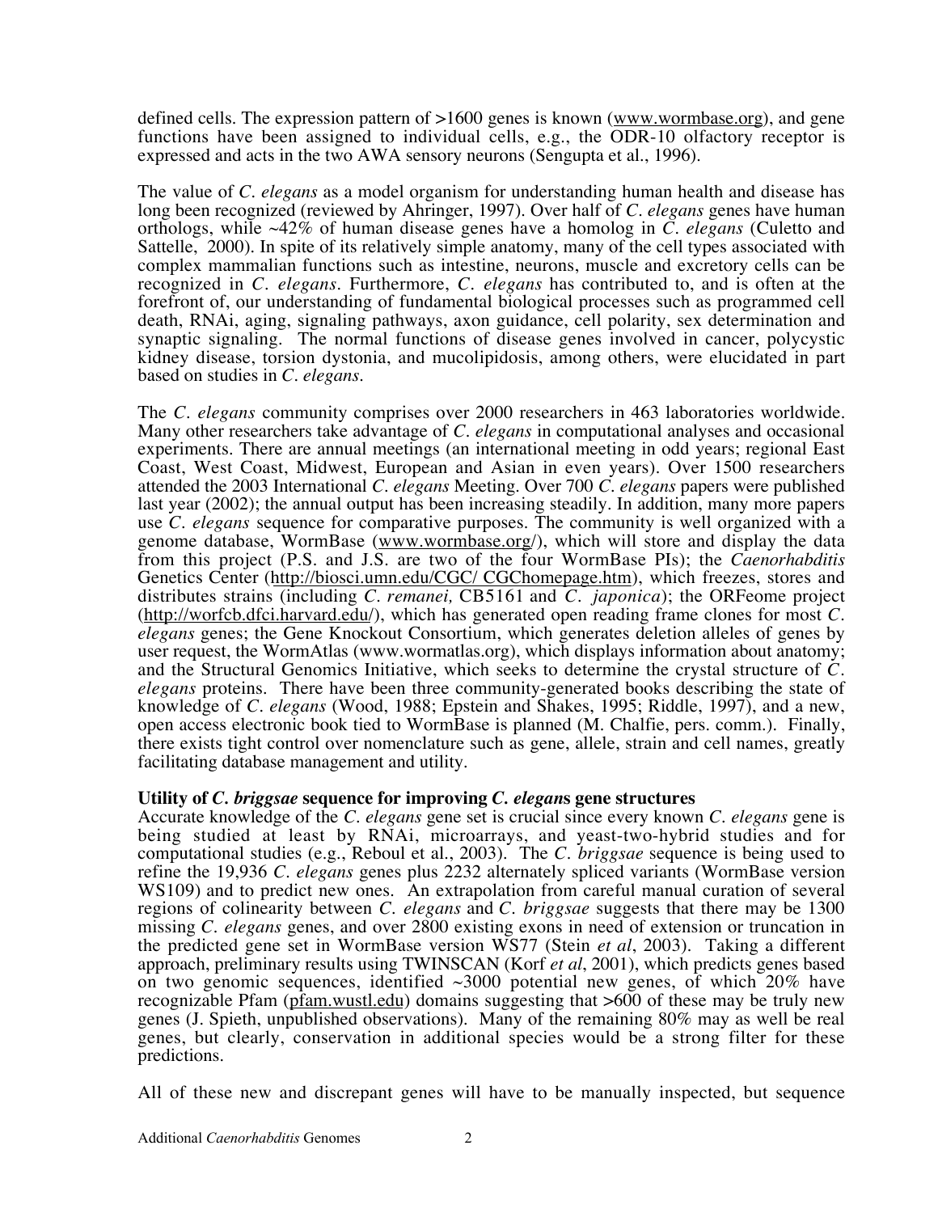defined cells. The expression pattern of >1600 genes is known (www.wormbase.org), and gene functions have been assigned to individual cells, e.g., the ODR-10 olfactory receptor is expressed and acts in the two AWA sensory neurons (Sengupta et al., 1996).

The value of *C. elegans* as a model organism for understanding human health and disease has long been recognized (reviewed by Ahringer, 1997). Over half of *C. elegans* genes have human orthologs, while ~42% of human disease genes have a homolog in *C. elegans* (Culetto and Sattelle, 2000). In spite of its relatively simple anatomy, many of the cell types associated with complex mammalian functions such as intestine, neurons, muscle and excretory cells can be recognized in *C. elegans*. Furthermore, *C. elegans* has contributed to, and is often at the forefront of, our understanding of fundamental biological processes such as programmed cell death, RNAi, aging, signaling pathways, axon guidance, cell polarity, sex determination and synaptic signaling. The normal functions of disease genes involved in cancer, polycystic kidney disease, torsion dystonia, and mucolipidosis, among others, were elucidated in part based on studies in *C. elegans.*

The *C. elegans* community comprises over 2000 researchers in 463 laboratories worldwide. Many other researchers take advantage of *C. elegans* in computational analyses and occasional experiments. There are annual meetings (an international meeting in odd years; regional East Coast, West Coast, Midwest, European and Asian in even years). Over 1500 researchers attended the 2003 International *C. elegans* Meeting. Over 700 *C. elegans* papers were published last year (2002); the annual output has been increasing steadily. In addition, many more papers use *C. elegans* sequence for comparative purposes. The community is well organized with a genome database, WormBase (www.wormbase.org/), which will store and display the data from this project (P.S. and J.S. are two of the four WormBase PIs); the *Caenorhabditis* Genetics Center (http://biosci.umn.edu/CGC/ CGChomepage.htm), which freezes, stores and distributes strains (including *C. remanei,* CB5161 and *C. japonica*); the ORFeome project (http://worfcb.dfci.harvard.edu/), which has generated open reading frame clones for most *C. elegans* genes; the Gene Knockout Consortium, which generates deletion alleles of genes by user request, the WormAtlas (www.wormatlas.org), which displays information about anatomy; and the Structural Genomics Initiative, which seeks to determine the crystal structure of *C. elegans* proteins. There have been three community-generated books describing the state of knowledge of *C. elegans* (Wood, 1988; Epstein and Shakes, 1995; Riddle, 1997), and a new, open access electronic book tied to WormBase is planned (M. Chalfie, pers. comm.). Finally, there exists tight control over nomenclature such as gene, allele, strain and cell names, greatly facilitating database management and utility.

**Utility of *C. briggsae* sequence for improving *C. elegans* gene structures**

Accurate knowledge of the *C. elegans* gene set is crucial since every known *C. elegans* gene is being studied at least by RNAi, microarrays, and yeast-two-hybrid studies and for computational studies (e.g., Reboul et al., 2003). The *C. briggsae* sequence is being used to refine the 19,936 *C. elegans* genes plus 2232 alternately spliced variants (WormBase version WS109) and to predict new ones. An extrapolation from careful manual curation of several regions of colinearity between *C. elegans* and *C. briggsae* suggests that there may be 1300 missing *C. elegans* genes, and over 2800 existing exons in need of extension or truncation in the predicted gene set in WormBase version WS77 (Stein *et al*, 2003). Taking a different approach, preliminary results using TWINSCAN (Korf *et al*, 2001), which predicts genes based on two genomic sequences, identified ~3000 potential new genes, of which 20% have recognizable Pfam (pfam.wustl.edu) domains suggesting that >600 of these may be truly new genes (J. Spieth, unpublished observations). Many of the remaining 80% may as well be real genes, but clearly, conservation in additional species would be a strong filter for these predictions.

All of these new and discrepant genes will have to be manually inspected, but sequence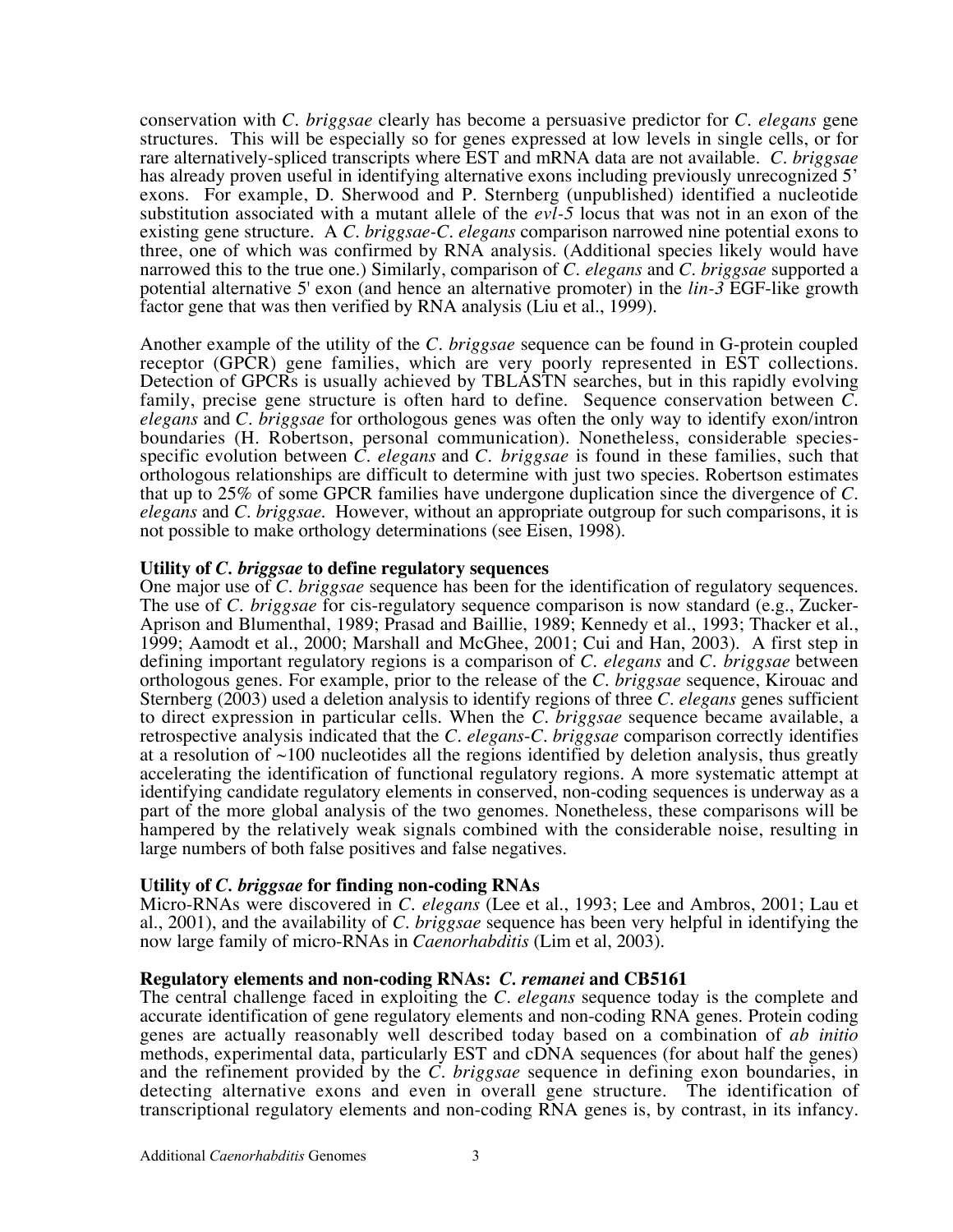conservation with *C. briggsae* clearly has become a persuasive predictor for *C. elegans* gene structures. This will be especially so for genes expressed at low levels in single cells, or for rare alternatively-spliced transcripts where EST and mRNA data are not available. *C. briggsae* has already proven useful in identifying alternative exons including previously unrecognized 5' exons. For example, D. Sherwood and P. Sternberg (unpublished) identified a nucleotide substitution associated with a mutant allele of the *evl-5* locus that was not in an exon of the existing gene structure. A *C. briggsae-C. elegans* comparison narrowed nine potential exons to three, one of which was confirmed by RNA analysis. (Additional species likely would have narrowed this to the true one.) Similarly, comparison of *C. elegans* and *C. briggsae* supported a potential alternative 5' exon (and hence an alternative promoter) in the *lin-3* EGF-like growth factor gene that was then verified by RNA analysis (Liu et al., 1999).

Another example of the utility of the *C. briggsae* sequence can be found in G-protein coupled receptor (GPCR) gene families, which are very poorly represented in EST collections. Detection of GPCRs is usually achieved by TBLASTN searches, but in this rapidly evolving family, precise gene structure is often hard to define. Sequence conservation between *C. elegans* and *C. briggsae* for orthologous genes was often the only way to identify exon/intron boundaries (H. Robertson, personal communication). Nonetheless, considerable species-specific evolution between *C. elegans* and *C. briggsae* is found in these families, such that orthologous relationships are difficult to determine with just two species. Robertson estimates that up to 25% of some GPCR families have undergone duplication since the divergence of *C. elegans* and *C. briggsae*. However, without an appropriate outgroup for such comparisons, it is not possible to make orthology determinations (see Eisen, 1998).

### Utility of *C. briggsae* to define regulatory sequences

One major use of *C. briggsae* sequence has been for the identification of regulatory sequences. The use of *C. briggsae* for cis-regulatory sequence comparison is now standard (e.g., Zucker-Aprison and Blumenthal, 1989; Prasad and Baillie, 1989; Kennedy et al., 1993; Thacker et al., 1999; Aamodt et al., 2000; Marshall and McGhee, 2001; Cui and Han, 2003). A first step in defining important regulatory regions is a comparison of *C. elegans* and *C. briggsae* between orthologous genes. For example, prior to the release of the *C. briggsae* sequence, Kirouac and Sternberg (2003) used a deletion analysis to identify regions of three *C. elegans* genes sufficient to direct expression in particular cells. When the *C. briggsae* sequence became available, a retrospective analysis indicated that the *C. elegans-C. briggsae* comparison correctly identifies at a resolution of ~100 nucleotides all the regions identified by deletion analysis, thus greatly accelerating the identification of functional regulatory regions. A more systematic attempt at identifying candidate regulatory elements in conserved, non-coding sequences is underway as a part of the more global analysis of the two genomes. Nonetheless, these comparisons will be hampered by the relatively weak signals combined with the considerable noise, resulting in large numbers of both false positives and false negatives.

### Utility of *C. briggsae* for finding non-coding RNAs

Micro-RNAs were discovered in *C. elegans* (Lee et al., 1993; Lee and Ambros, 2001; Lau et al., 2001), and the availability of *C. briggsae* sequence has been very helpful in identifying the now large family of micro-RNAs in *Caenorhabditis* (Lim et al, 2003).

### Regulatory elements and non-coding RNAs: *C. remanei* and CB5161

The central challenge faced in exploiting the *C. elegans* sequence today is the complete and accurate identification of gene regulatory elements and non-coding RNA genes. Protein coding genes are actually reasonably well described today based on a combination of *ab initio* methods, experimental data, particularly EST and cDNA sequences (for about half the genes) and the refinement provided by the *C. briggsae* sequence in defining exon boundaries, in detecting alternative exons and even in overall gene structure. The identification of transcriptional regulatory elements and non-coding RNA genes is, by contrast, in its infancy.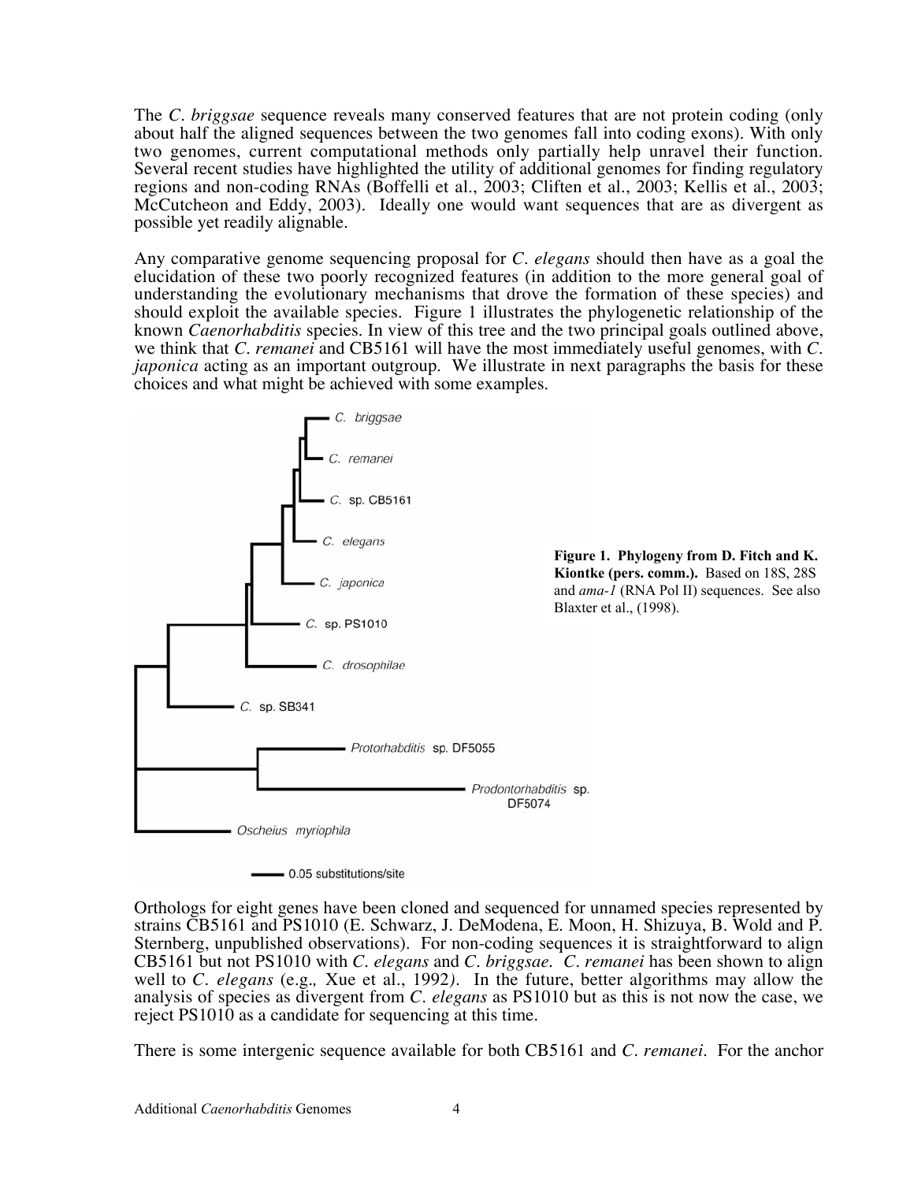The *C. briggsae* sequence reveals many conserved features that are not protein coding (only about half the aligned sequences between the two genomes fall into coding exons). With only two genomes, current computational methods only partially help unravel their function. Several recent studies have highlighted the utility of additional genomes for finding regulatory regions and non-coding RNAs (Boffelli et al., 2003; Cliften et al., 2003; Kellis et al., 2003; McCutcheon and Eddy, 2003). Ideally one would want sequences that are as divergent as possible yet readily alignable.

Any comparative genome sequencing proposal for *C. elegans* should then have as a goal the elucidation of these two poorly recognized features (in addition to the more general goal of understanding the evolutionary mechanisms that drove the formation of these species) and should exploit the available species. Figure 1 illustrates the phylogenetic relationship of the known *Caenorhabditis* species. In view of this tree and the two principal goals outlined above, we think that *C. remanei* and CB5161 will have the most immediately useful genomes, with *C. japonica* acting as an important outgroup. We illustrate in next paragraphs the basis for these choices and what might be achieved with some examples.

**Figure 1. Phylogeny from D. Fitch and K. Kiontke (pers. comm.).** Based on 18S, 28S and *ama-1* (RNA Pol II) sequences. See also Blaxter et al., (1998).

Orthologs for eight genes have been cloned and sequenced for unnamed species represented by strains CB5161 and PS1010 (E. Schwarz, J. DeModena, E. Moon, H. Shizuya, B. Wold and P. Sternberg, unpublished observations). For non-coding sequences it is straightforward to align CB5161 but not PS1010 with *C. elegans* and *C. briggsae*. *C. remanei* has been shown to align well to *C. elegans* (e.g., Xue et al., 1992). In the future, better algorithms may allow the analysis of species as divergent from *C. elegans* as PS1010 but as this is not now the case, we reject PS1010 as a candidate for sequencing at this time.

There is some intergenic sequence available for both CB5161 and *C. remanei*. For the anchor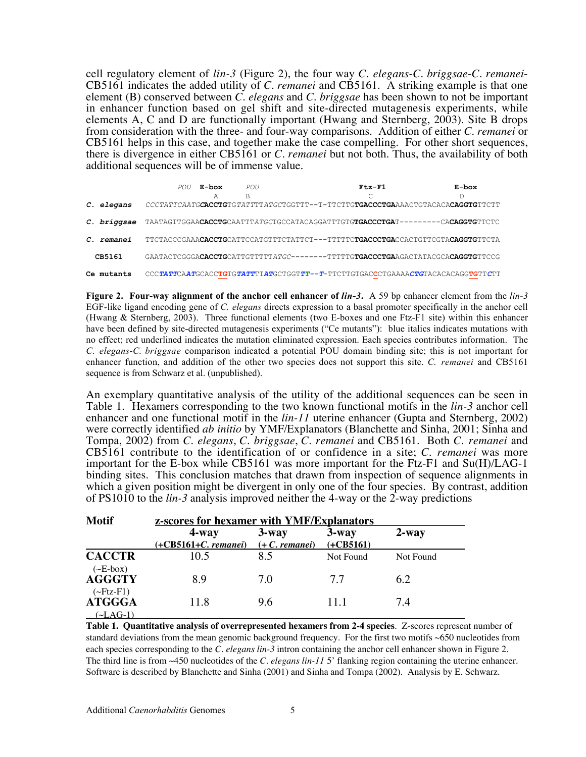cell regulatory element of *lin-3* (Figure 2), the four way *C. elegans-C. briggsae-C. remanei*-CB5161 indicates the added utility of *C. remanei* and CB5161. A striking example is that one element (B) conserved between *C. elegans* and *C. briggsae* has been shown to not be important in enhancer function based on gel shift and site-directed mutagenesis experiments, while elements A, C and D are functionally important (Hwang and Sternberg, 2003). Site B drops from consideration with the three- and four-way comparisons. Addition of either *C. remanei* or CB5161 helps in this case, and together make the case compelling. For other short sequences, there is divergence in either CB5161 or *C. remanei* but not both. Thus, the availability of both additional sequences will be of immense value.

```
                POU  E-box       POU                          Ftz-F1                 E-box
                     A           B                            C                      D
C. elegans   CCCTATTCAATGCACCTGTGTATTTTATGCTGGTTT--T-TTCTTGTGACCCTGAAAACTGTACACACAGGTGTTCTT

C. briggsae  TAATAGTTGGAACACCTGCAATTTATGCTGCCATACAGGATTTGTGTGACCCTGAT---------CACAGGTGTTCTC

C. remanei   TTCTACCCGAAACACCTGCATTCCATGTTTCTATTCT---TTTTTCTGACCCTGACCACTGTTCGTACAGGTGTTCTA

CB5161       GAATACTCGGGACACCTGCATTGTTTTTATGC--------TTTTTGTGACCCTGAAGACTATACGCACAGGTGTTCCG

Ce mutants   CCCTATTCAATGCACCTGTGTATTTTATGCTGGTTT--T-TTCTTGTGACCCTGAAAACTGTACACACAGGTGTTCTT
```

**Figure 2. Four-way alignment of the anchor cell enhancer of *lin-3*.** A 59 bp enhancer element from the *lin-3* EGF-like ligand encoding gene of *C. elegans* directs expression to a basal promoter specifically in the anchor cell (Hwang & Sternberg, 2003). Three functional elements (two E-boxes and one Ftz-F1 site) within this enhancer have been defined by site-directed mutagenesis experiments ("Ce mutants"): blue italics indicates mutations with no effect; red underlined indicates the mutation eliminated expression. Each species contributes information. The *C. elegans-C. briggsae* comparison indicated a potential POU domain binding site; this is not important for enhancer function, and addition of the other two species does not support this site. *C. remanei* and CB5161 sequence is from Schwarz et al. (unpublished).

An exemplary quantitative analysis of the utility of the additional sequences can be seen in Table 1. Hexamers corresponding to the two known functional motifs in the *lin-3* anchor cell enhancer and one functional motif in the *lin-11* uterine enhancer (Gupta and Sternberg, 2002) were correctly identified *ab initio* by YMF/Explanators (Blanchette and Sinha, 2001; Sinha and Tompa, 2002) from *C. elegans*, *C. briggsae*, *C. remanei* and CB5161. Both *C. remanei* and CB5161 contribute to the identification of or confidence in a site; *C. remanei* was more important for the E-box while CB5161 was more important for the Ftz-F1 and Su(H)/LAG-1 binding sites. This conclusion matches that drawn from inspection of sequence alignments in which a given position might be divergent in only one of the four species. By contrast, addition of PS1010 to the *lin-3* analysis improved neither the 4-way or the 2-way predictions

| Motif | z-scores for hexamer with YMF/Explanators | | | |
|---|---|---|---|---|
| | 4-way (+CB5161+*C. remanei*) | 3-way (+ *C. remanei*) | 3-way (+CB5161) | 2-way |
| **CACCTR** (~E-box) | 10.5 | 8.5 | Not Found | Not Found |
| **AGGGTY** (~Ftz-F1) | 8.9 | 7.0 | 7.7 | 6.2 |
| **ATGGGA** (~LAG-1) | 11.8 | 9.6 | 11.1 | 7.4 |

**Table 1. Quantitative analysis of overrepresented hexamers from 2-4 species**. Z-scores represent number of standard deviations from the mean genomic background frequency. For the first two motifs ~650 nucleotides from each species corresponding to the *C. elegans lin-3* intron containing the anchor cell enhancer shown in Figure 2. The third line is from ~450 nucleotides of the *C. elegans lin-11* 5' flanking region containing the uterine enhancer. Software is described by Blanchette and Sinha (2001) and Sinha and Tompa (2002). Analysis by E. Schwarz.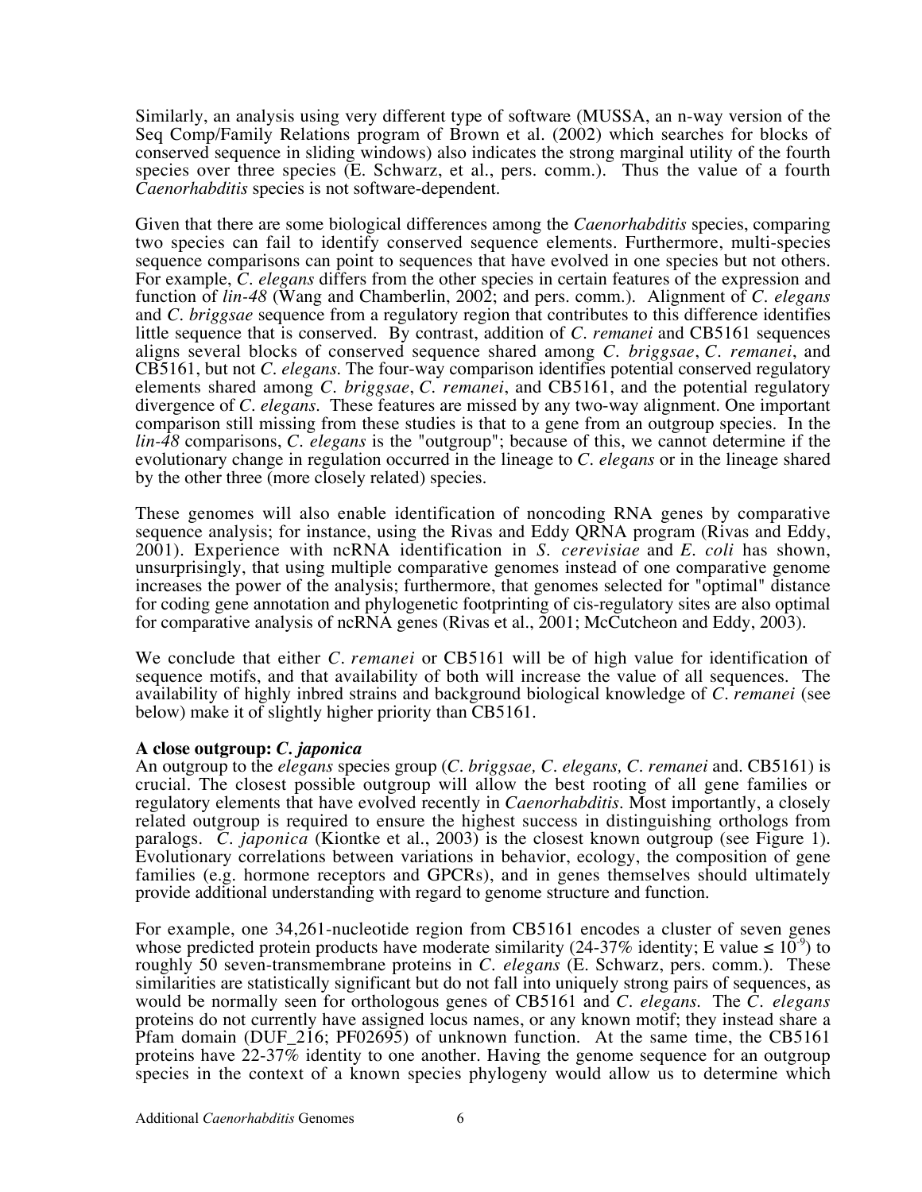Similarly, an analysis using very different type of software (MUSSA, an n-way version of the Seq Comp/Family Relations program of Brown et al. (2002) which searches for blocks of conserved sequence in sliding windows) also indicates the strong marginal utility of the fourth species over three species (E. Schwarz, et al., pers. comm.). Thus the value of a fourth *Caenorhabditis* species is not software-dependent.

Given that there are some biological differences among the *Caenorhabditis* species, comparing two species can fail to identify conserved sequence elements. Furthermore, multi-species sequence comparisons can point to sequences that have evolved in one species but not others. For example, *C. elegans* differs from the other species in certain features of the expression and function of *lin-48* (Wang and Chamberlin, 2002; and pers. comm.). Alignment of *C. elegans* and *C. briggsae* sequence from a regulatory region that contributes to this difference identifies little sequence that is conserved. By contrast, addition of *C. remanei* and CB5161 sequences aligns several blocks of conserved sequence shared among *C. briggsae*, *C. remanei*, and CB5161, but not *C. elegans.* The four-way comparison identifies potential conserved regulatory elements shared among *C. briggsae*, *C. remanei*, and CB5161, and the potential regulatory divergence of *C. elegans*. These features are missed by any two-way alignment. One important comparison still missing from these studies is that to a gene from an outgroup species. In the *lin-48* comparisons, *C. elegans* is the "outgroup"; because of this, we cannot determine if the evolutionary change in regulation occurred in the lineage to *C. elegans* or in the lineage shared by the other three (more closely related) species.

These genomes will also enable identification of noncoding RNA genes by comparative sequence analysis; for instance, using the Rivas and Eddy QRNA program (Rivas and Eddy, 2001). Experience with ncRNA identification in *S. cerevisiae* and *E. coli* has shown, unsurprisingly, that using multiple comparative genomes instead of one comparative genome increases the power of the analysis; furthermore, that genomes selected for "optimal" distance for coding gene annotation and phylogenetic footprinting of cis-regulatory sites are also optimal for comparative analysis of ncRNA genes (Rivas et al., 2001; McCutcheon and Eddy, 2003).

We conclude that either *C. remanei* or CB5161 will be of high value for identification of sequence motifs, and that availability of both will increase the value of all sequences. The availability of highly inbred strains and background biological knowledge of *C. remanei* (see below) make it of slightly higher priority than CB5161.

**A close outgroup: *C. japonica***

An outgroup to the *elegans* species group (*C. briggsae, C. elegans, C. remanei* and. CB5161) is crucial. The closest possible outgroup will allow the best rooting of all gene families or regulatory elements that have evolved recently in *Caenorhabditis*. Most importantly, a closely related outgroup is required to ensure the highest success in distinguishing orthologs from paralogs. *C. japonica* (Kiontke et al., 2003) is the closest known outgroup (see Figure 1). Evolutionary correlations between variations in behavior, ecology, the composition of gene families (e.g. hormone receptors and GPCRs), and in genes themselves should ultimately provide additional understanding with regard to genome structure and function.

For example, one 34,261-nucleotide region from CB5161 encodes a cluster of seven genes whose predicted protein products have moderate similarity (24-37% identity; E value $\leq 10^{-9}$) to roughly 50 seven-transmembrane proteins in *C. elegans* (E. Schwarz, pers. comm.). These similarities are statistically significant but do not fall into uniquely strong pairs of sequences, as would be normally seen for orthologous genes of CB5161 and *C. elegans.* The *C. elegans* proteins do not currently have assigned locus names, or any known motif; they instead share a Pfam domain (DUF_216; PF02695) of unknown function. At the same time, the CB5161 proteins have 22-37% identity to one another. Having the genome sequence for an outgroup species in the context of a known species phylogeny would allow us to determine which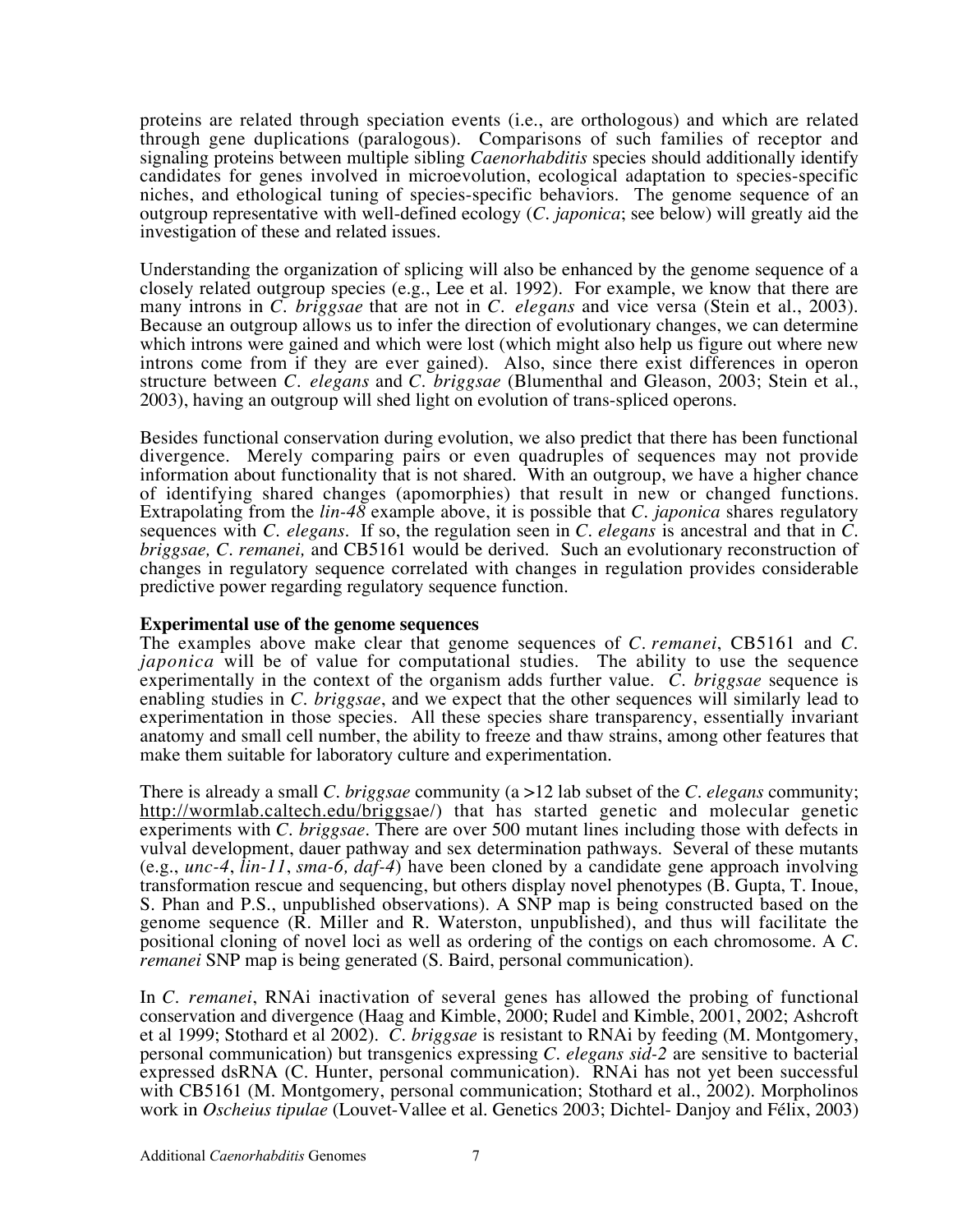proteins are related through speciation events (i.e., are orthologous) and which are related through gene duplications (paralogous). Comparisons of such families of receptor and signaling proteins between multiple sibling *Caenorhabditis* species should additionally identify candidates for genes involved in microevolution, ecological adaptation to species-specific niches, and ethological tuning of species-specific behaviors. The genome sequence of an outgroup representative with well-defined ecology (*C. japonica*; see below) will greatly aid the investigation of these and related issues.

Understanding the organization of splicing will also be enhanced by the genome sequence of a closely related outgroup species (e.g., Lee et al. 1992). For example, we know that there are many introns in *C. briggsae* that are not in *C. elegans* and vice versa (Stein et al., 2003). Because an outgroup allows us to infer the direction of evolutionary changes, we can determine which introns were gained and which were lost (which might also help us figure out where new introns come from if they are ever gained). Also, since there exist differences in operon structure between *C. elegans* and *C. briggsae* (Blumenthal and Gleason, 2003; Stein et al., 2003), having an outgroup will shed light on evolution of trans-spliced operons.

Besides functional conservation during evolution, we also predict that there has been functional divergence. Merely comparing pairs or even quadruples of sequences may not provide information about functionality that is not shared. With an outgroup, we have a higher chance of identifying shared changes (apomorphies) that result in new or changed functions. Extrapolating from the *lin-48* example above, it is possible that *C. japonica* shares regulatory sequences with *C. elegans*. If so, the regulation seen in *C. elegans* is ancestral and that in *C. briggsae, C. remanei,* and CB5161 would be derived. Such an evolutionary reconstruction of changes in regulatory sequence correlated with changes in regulation provides considerable predictive power regarding regulatory sequence function.

**Experimental use of the genome sequences**

The examples above make clear that genome sequences of *C. remanei*, CB5161 and *C. japonica* will be of value for computational studies. The ability to use the sequence experimentally in the context of the organism adds further value. *C. briggsae* sequence is enabling studies in *C. briggsae*, and we expect that the other sequences will similarly lead to experimentation in those species. All these species share transparency, essentially invariant anatomy and small cell number, the ability to freeze and thaw strains, among other features that make them suitable for laboratory culture and experimentation.

There is already a small *C. briggsae* community (a >12 lab subset of the *C. elegans* community; http://wormlab.caltech.edu/briggsae/) that has started genetic and molecular genetic experiments with *C. briggsae*. There are over 500 mutant lines including those with defects in vulval development, dauer pathway and sex determination pathways. Several of these mutants (e.g., *unc-4*, *lin-11*, *sma-6, daf-4*) have been cloned by a candidate gene approach involving transformation rescue and sequencing, but others display novel phenotypes (B. Gupta, T. Inoue, S. Phan and P.S., unpublished observations). A SNP map is being constructed based on the genome sequence (R. Miller and R. Waterston, unpublished), and thus will facilitate the positional cloning of novel loci as well as ordering of the contigs on each chromosome. A *C. remanei* SNP map is being generated (S. Baird, personal communication).

In *C. remanei*, RNAi inactivation of several genes has allowed the probing of functional conservation and divergence (Haag and Kimble, 2000; Rudel and Kimble, 2001, 2002; Ashcroft et al 1999; Stothard et al 2002). *C. briggsae* is resistant to RNAi by feeding (M. Montgomery, personal communication) but transgenics expressing *C. elegans sid-2* are sensitive to bacterial expressed dsRNA (C. Hunter, personal communication). RNAi has not yet been successful with CB5161 (M. Montgomery, personal communication; Stothard et al., 2002). Morpholinos work in *Oscheius tipulae* (Louvet-Vallee et al. Genetics 2003; Dichtel- Danjoy and Félix, 2003)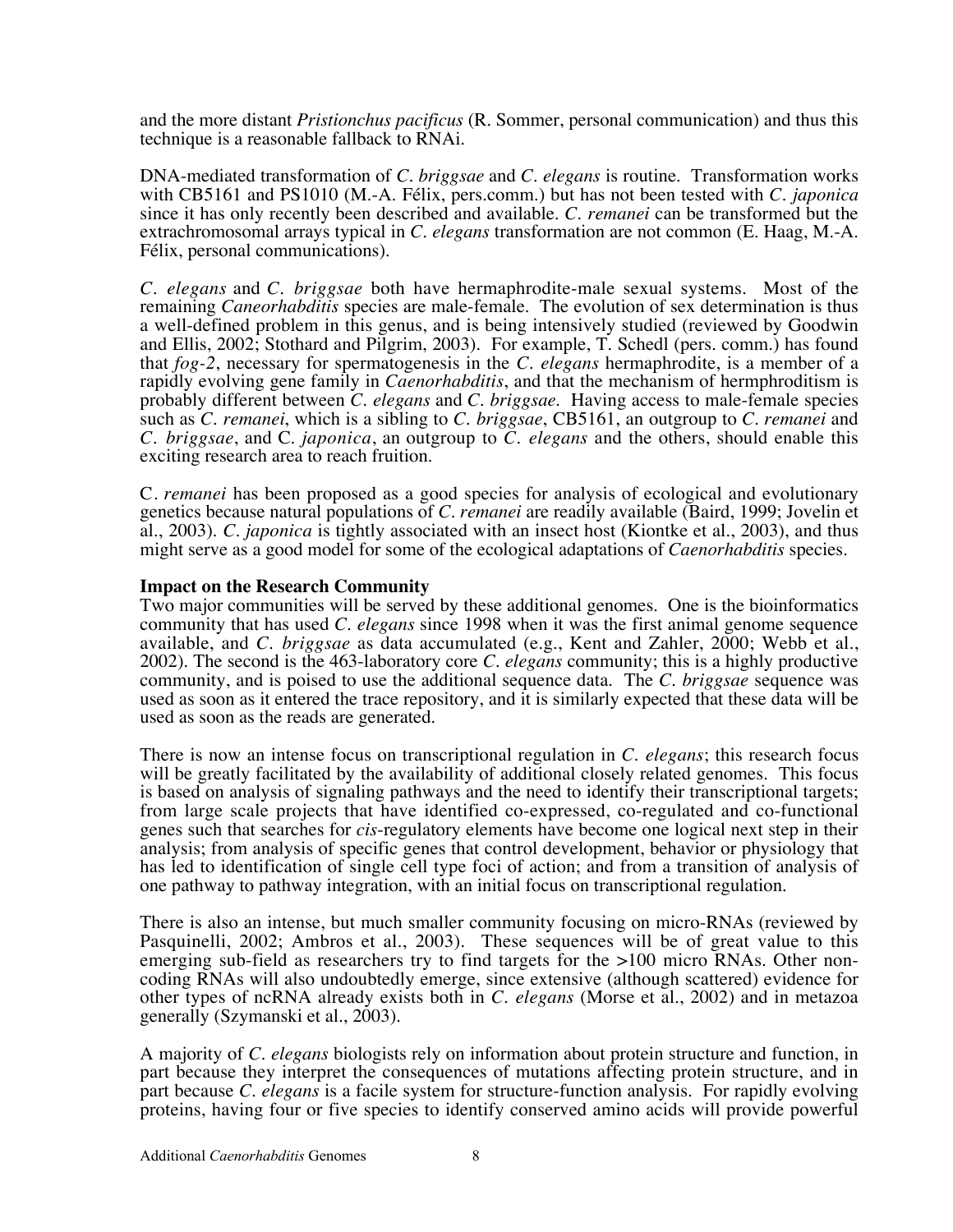and the more distant *Pristionchus pacificus* (R. Sommer, personal communication) and thus this technique is a reasonable fallback to RNAi.

DNA-mediated transformation of *C. briggsae* and *C. elegans* is routine. Transformation works with CB5161 and PS1010 (M.-A. Félix, pers.comm.) but has not been tested with *C. japonica* since it has only recently been described and available. *C. remanei* can be transformed but the extrachromosomal arrays typical in *C. elegans* transformation are not common (E. Haag, M.-A. Félix, personal communications).

*C. elegans* and *C. briggsae* both have hermaphrodite-male sexual systems. Most of the remaining *Caneorhabditis* species are male-female. The evolution of sex determination is thus a well-defined problem in this genus, and is being intensively studied (reviewed by Goodwin and Ellis, 2002; Stothard and Pilgrim, 2003). For example, T. Schedl (pers. comm.) has found that *fog-2*, necessary for spermatogenesis in the *C. elegans* hermaphrodite, is a member of a rapidly evolving gene family in *Caenorhabditis*, and that the mechanism of hermphroditism is probably different between *C. elegans* and *C. briggsae*. Having access to male-female species such as *C. remanei*, which is a sibling to *C. briggsae*, CB5161, an outgroup to *C. remanei* and *C. briggsae*, and C. *japonica*, an outgroup to *C. elegans* and the others, should enable this exciting research area to reach fruition.

C. *remanei* has been proposed as a good species for analysis of ecological and evolutionary genetics because natural populations of *C. remanei* are readily available (Baird, 1999; Jovelin et al., 2003). *C. japonica* is tightly associated with an insect host (Kiontke et al., 2003), and thus might serve as a good model for some of the ecological adaptations of *Caenorhabditis* species.

**Impact on the Research Community**

Two major communities will be served by these additional genomes. One is the bioinformatics community that has used *C. elegans* since 1998 when it was the first animal genome sequence available, and *C. briggsae* as data accumulated (e.g., Kent and Zahler, 2000; Webb et al., 2002). The second is the 463-laboratory core *C. elegans* community; this is a highly productive community, and is poised to use the additional sequence data. The *C. briggsae* sequence was used as soon as it entered the trace repository, and it is similarly expected that these data will be used as soon as the reads are generated.

There is now an intense focus on transcriptional regulation in *C. elegans*; this research focus will be greatly facilitated by the availability of additional closely related genomes. This focus is based on analysis of signaling pathways and the need to identify their transcriptional targets; from large scale projects that have identified co-expressed, co-regulated and co-functional genes such that searches for *cis*-regulatory elements have become one logical next step in their analysis; from analysis of specific genes that control development, behavior or physiology that has led to identification of single cell type foci of action; and from a transition of analysis of one pathway to pathway integration, with an initial focus on transcriptional regulation.

There is also an intense, but much smaller community focusing on micro-RNAs (reviewed by Pasquinelli, 2002; Ambros et al., 2003). These sequences will be of great value to this emerging sub-field as researchers try to find targets for the >100 micro RNAs. Other non-coding RNAs will also undoubtedly emerge, since extensive (although scattered) evidence for other types of ncRNA already exists both in *C. elegans* (Morse et al., 2002) and in metazoa generally (Szymanski et al., 2003).

A majority of *C. elegans* biologists rely on information about protein structure and function, in part because they interpret the consequences of mutations affecting protein structure, and in part because *C. elegans* is a facile system for structure-function analysis. For rapidly evolving proteins, having four or five species to identify conserved amino acids will provide powerful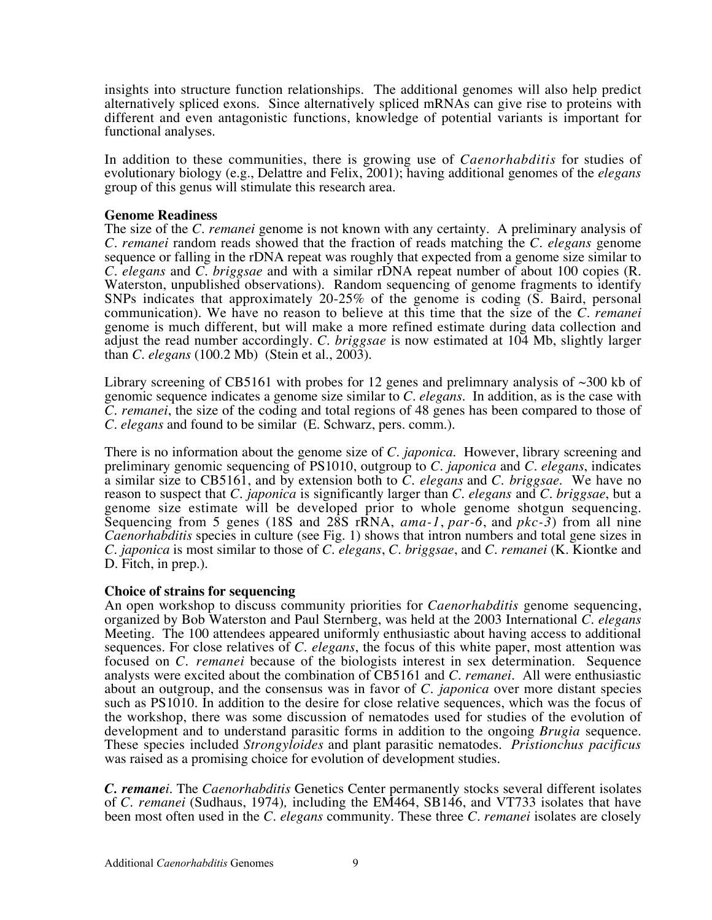insights into structure function relationships. The additional genomes will also help predict alternatively spliced exons. Since alternatively spliced mRNAs can give rise to proteins with different and even antagonistic functions, knowledge of potential variants is important for functional analyses.

In addition to these communities, there is growing use of *Caenorhabditis* for studies of evolutionary biology (e.g., Delattre and Felix, 2001); having additional genomes of the *elegans* group of this genus will stimulate this research area.

**Genome Readiness**

The size of the *C. remanei* genome is not known with any certainty. A preliminary analysis of *C. remanei* random reads showed that the fraction of reads matching the *C. elegans* genome sequence or falling in the rDNA repeat was roughly that expected from a genome size similar to *C. elegans* and *C. briggsae* and with a similar rDNA repeat number of about 100 copies (R. Waterston, unpublished observations). Random sequencing of genome fragments to identify SNPs indicates that approximately 20-25% of the genome is coding (S. Baird, personal communication). We have no reason to believe at this time that the size of the *C. remanei* genome is much different, but will make a more refined estimate during data collection and adjust the read number accordingly. *C. briggsae* is now estimated at 104 Mb, slightly larger than *C. elegans* (100.2 Mb) (Stein et al., 2003).

Library screening of CB5161 with probes for 12 genes and prelimnary analysis of ~300 kb of genomic sequence indicates a genome size similar to *C. elegans*. In addition, as is the case with *C. remanei*, the size of the coding and total regions of 48 genes has been compared to those of *C. elegans* and found to be similar (E. Schwarz, pers. comm.).

There is no information about the genome size of *C. japonica*. However, library screening and preliminary genomic sequencing of PS1010, outgroup to *C. japonica* and *C. elegans*, indicates a similar size to CB5161, and by extension both to *C. elegans* and *C. briggsae*. We have no reason to suspect that *C. japonica* is significantly larger than *C. elegans* and *C. briggsae*, but a genome size estimate will be developed prior to whole genome shotgun sequencing. Sequencing from 5 genes (18S and 28S rRNA, *ama-1*, *par-6*, and *pkc-3*) from all nine *Caenorhabditis* species in culture (see Fig. 1) shows that intron numbers and total gene sizes in *C. japonica* is most similar to those of *C. elegans*, *C. briggsae*, and *C. remanei* (K. Kiontke and D. Fitch, in prep.).

**Choice of strains for sequencing**

An open workshop to discuss community priorities for *Caenorhabditis* genome sequencing, organized by Bob Waterston and Paul Sternberg, was held at the 2003 International *C. elegans* Meeting. The 100 attendees appeared uniformly enthusiastic about having access to additional sequences. For close relatives of *C. elegans*, the focus of this white paper, most attention was focused on *C. remanei* because of the biologists interest in sex determination. Sequence analysts were excited about the combination of CB5161 and *C. remanei*. All were enthusiastic about an outgroup, and the consensus was in favor of *C. japonica* over more distant species such as PS1010. In addition to the desire for close relative sequences, which was the focus of the workshop, there was some discussion of nematodes used for studies of the evolution of development and to understand parasitic forms in addition to the ongoing *Brugia* sequence. These species included *Strongyloides* and plant parasitic nematodes. *Pristionchus pacificus* was raised as a promising choice for evolution of development studies.

***C. remanei***. The *Caenorhabditis* Genetics Center permanently stocks several different isolates of *C. remanei* (Sudhaus, 1974), including the EM464, SB146, and VT733 isolates that have been most often used in the *C. elegans* community. These three *C. remanei* isolates are closely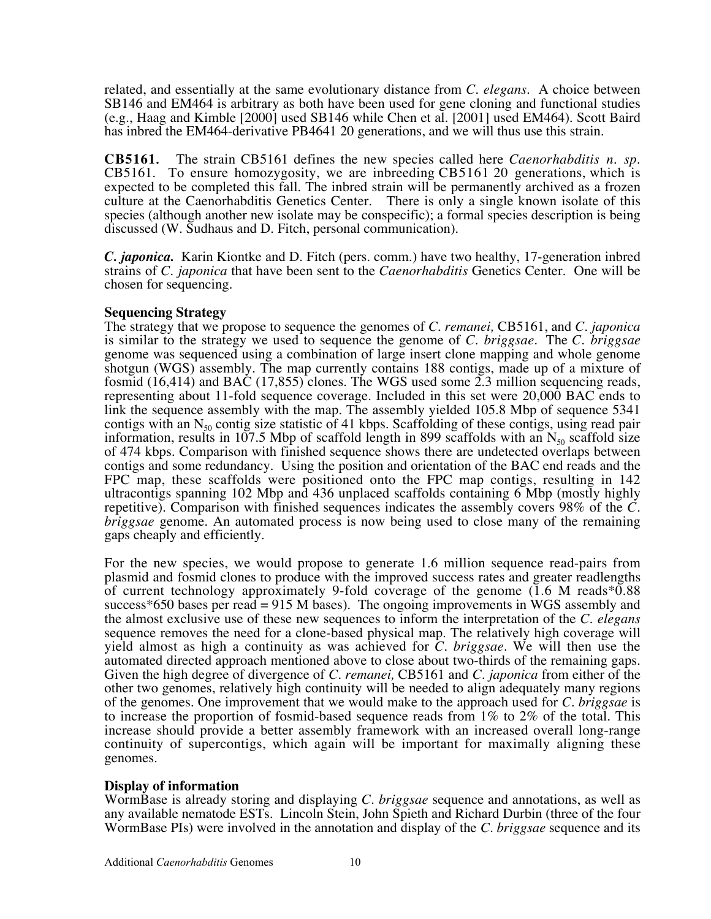related, and essentially at the same evolutionary distance from *C. elegans*. A choice between SB146 and EM464 is arbitrary as both have been used for gene cloning and functional studies (e.g., Haag and Kimble [2000] used SB146 while Chen et al. [2001] used EM464). Scott Baird has inbred the EM464-derivative PB4641 20 generations, and we will thus use this strain.

**CB5161.** The strain CB5161 defines the new species called here *Caenorhabditis n. sp.* CB5161. To ensure homozygosity, we are inbreeding CB5161 20 generations, which is expected to be completed this fall. The inbred strain will be permanently archived as a frozen culture at the Caenorhabditis Genetics Center. There is only a single known isolate of this species (although another new isolate may be conspecific); a formal species description is being discussed (W. Sudhaus and D. Fitch, personal communication).

***C. japonica.*** Karin Kiontke and D. Fitch (pers. comm.) have two healthy, 17-generation inbred strains of *C. japonica* that have been sent to the *Caenorhabditis* Genetics Center. One will be chosen for sequencing.

**Sequencing Strategy**

The strategy that we propose to sequence the genomes of *C. remanei,* CB5161, and *C. japonica* is similar to the strategy we used to sequence the genome of *C. briggsae*. The *C. briggsae* genome was sequenced using a combination of large insert clone mapping and whole genome shotgun (WGS) assembly. The map currently contains 188 contigs, made up of a mixture of fosmid (16,414) and BAC (17,855) clones. The WGS used some 2.3 million sequencing reads, representing about 11-fold sequence coverage. Included in this set were 20,000 BAC ends to link the sequence assembly with the map. The assembly yielded 105.8 Mbp of sequence 5341 contigs with an $N_{50}$ contig size statistic of 41 kbps. Scaffolding of these contigs, using read pair information, results in 107.5 Mbp of scaffold length in 899 scaffolds with an $N_{50}$ scaffold size of 474 kbps. Comparison with finished sequence shows there are undetected overlaps between contigs and some redundancy. Using the position and orientation of the BAC end reads and the FPC map, these scaffolds were positioned onto the FPC map contigs, resulting in 142 ultracontigs spanning 102 Mbp and 436 unplaced scaffolds containing 6 Mbp (mostly highly repetitive). Comparison with finished sequences indicates the assembly covers 98% of the *C. briggsae* genome. An automated process is now being used to close many of the remaining gaps cheaply and efficiently.

For the new species, we would propose to generate 1.6 million sequence read-pairs from plasmid and fosmid clones to produce with the improved success rates and greater readlengths of current technology approximately 9-fold coverage of the genome (1.6 M reads*0.88 success*650 bases per read = 915 M bases). The ongoing improvements in WGS assembly and the almost exclusive use of these new sequences to inform the interpretation of the *C. elegans* sequence removes the need for a clone-based physical map. The relatively high coverage will yield almost as high a continuity as was achieved for *C. briggsae*. We will then use the automated directed approach mentioned above to close about two-thirds of the remaining gaps. Given the high degree of divergence of *C. remanei,* CB5161 and *C. japonica* from either of the other two genomes, relatively high continuity will be needed to align adequately many regions of the genomes. One improvement that we would make to the approach used for *C. briggsae* is to increase the proportion of fosmid-based sequence reads from 1% to 2% of the total. This increase should provide a better assembly framework with an increased overall long-range continuity of supercontigs, which again will be important for maximally aligning these genomes.

**Display of information**

WormBase is already storing and displaying *C. briggsae* sequence and annotations, as well as any available nematode ESTs. Lincoln Stein, John Spieth and Richard Durbin (three of the four WormBase PIs) were involved in the annotation and display of the *C. briggsae* sequence and its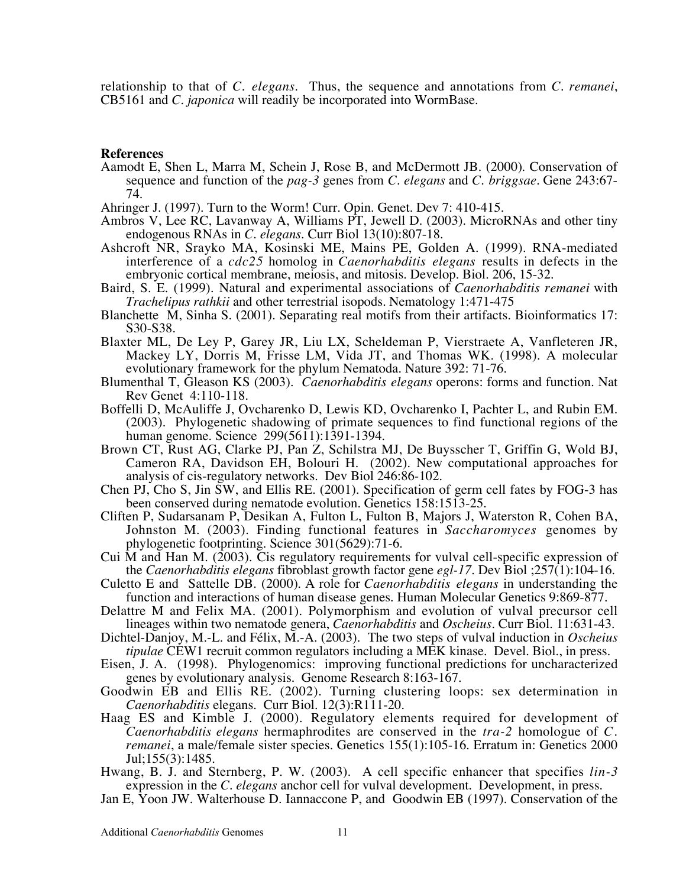relationship to that of *C. elegans*. Thus, the sequence and annotations from *C. remanei*, CB5161 and *C. japonica* will readily be incorporated into WormBase.

**References**

Aamodt E, Shen L, Marra M, Schein J, Rose B, and McDermott JB. (2000). Conservation of sequence and function of the *pag-3* genes from *C. elegans* and *C. briggsae*. Gene 243:67-74.

Ahringer J. (1997). Turn to the Worm! Curr. Opin. Genet. Dev 7: 410-415.

Ambros V, Lee RC, Lavanway A, Williams PT, Jewell D. (2003). MicroRNAs and other tiny endogenous RNAs in *C. elegans*. Curr Biol 13(10):807-18.

Ashcroft NR, Srayko MA, Kosinski ME, Mains PE, Golden A. (1999). RNA-mediated interference of a *cdc25* homolog in *Caenorhabditis elegans* results in defects in the embryonic cortical membrane, meiosis, and mitosis. Develop. Biol. 206, 15-32.

Baird, S. E. (1999). Natural and experimental associations of *Caenorhabditis remanei* with *Trachelipus rathkii* and other terrestrial isopods. Nematology 1:471-475

Blanchette M, Sinha S. (2001). Separating real motifs from their artifacts. Bioinformatics 17: S30-S38.

Blaxter ML, De Ley P, Garey JR, Liu LX, Scheldeman P, Vierstraete A, Vanfleteren JR, Mackey LY, Dorris M, Frisse LM, Vida JT, and Thomas WK. (1998). A molecular evolutionary framework for the phylum Nematoda. Nature 392: 71-76.

Blumenthal T, Gleason KS (2003). *Caenorhabditis elegans* operons: forms and function. Nat Rev Genet 4:110-118.

Boffelli D, McAuliffe J, Ovcharenko D, Lewis KD, Ovcharenko I, Pachter L, and Rubin EM. (2003). Phylogenetic shadowing of primate sequences to find functional regions of the human genome. Science 299(5611):1391-1394.

Brown CT, Rust AG, Clarke PJ, Pan Z, Schilstra MJ, De Buysscher T, Griffin G, Wold BJ, Cameron RA, Davidson EH, Bolouri H. (2002). New computational approaches for analysis of cis-regulatory networks. Dev Biol 246:86-102.

Chen PJ, Cho S, Jin SW, and Ellis RE. (2001). Specification of germ cell fates by FOG-3 has been conserved during nematode evolution. Genetics 158:1513-25.

Cliften P, Sudarsanam P, Desikan A, Fulton L, Fulton B, Majors J, Waterston R, Cohen BA, Johnston M. (2003). Finding functional features in *Saccharomyces* genomes by phylogenetic footprinting. Science 301(5629):71-6.

Cui M and Han M. (2003). Cis regulatory requirements for vulval cell-specific expression of the *Caenorhabditis elegans* fibroblast growth factor gene *egl-17*. Dev Biol ;257(1):104-16.

Culetto E and Sattelle DB. (2000). A role for *Caenorhabditis elegans* in understanding the function and interactions of human disease genes. Human Molecular Genetics 9:869-877.

Delattre M and Felix MA. (2001). Polymorphism and evolution of vulval precursor cell lineages within two nematode genera, *Caenorhabditis* and *Oscheius*. Curr Biol. 11:631-43.

Dichtel-Danjoy, M.-L. and Félix, M.-A. (2003). The two steps of vulval induction in *Oscheius tipulae* CEW1 recruit common regulators including a MEK kinase. Devel. Biol., in press.

Eisen, J. A. (1998). Phylogenomics: improving functional predictions for uncharacterized genes by evolutionary analysis. Genome Research 8:163-167.

Goodwin EB and Ellis RE. (2002). Turning clustering loops: sex determination in *Caenorhabditis* elegans. Curr Biol. 12(3):R111-20.

Haag ES and Kimble J. (2000). Regulatory elements required for development of *Caenorhabditis elegans* hermaphrodites are conserved in the *tra-2* homologue of *C. remanei*, a male/female sister species. Genetics 155(1):105-16. Erratum in: Genetics 2000 Jul;155(3):1485.

Hwang, B. J. and Sternberg, P. W. (2003). A cell specific enhancer that specifies *lin-3* expression in the *C. elegans* anchor cell for vulval development. Development, in press.

Jan E, Yoon JW. Walterhouse D. Iannaccone P, and Goodwin EB (1997). Conservation of the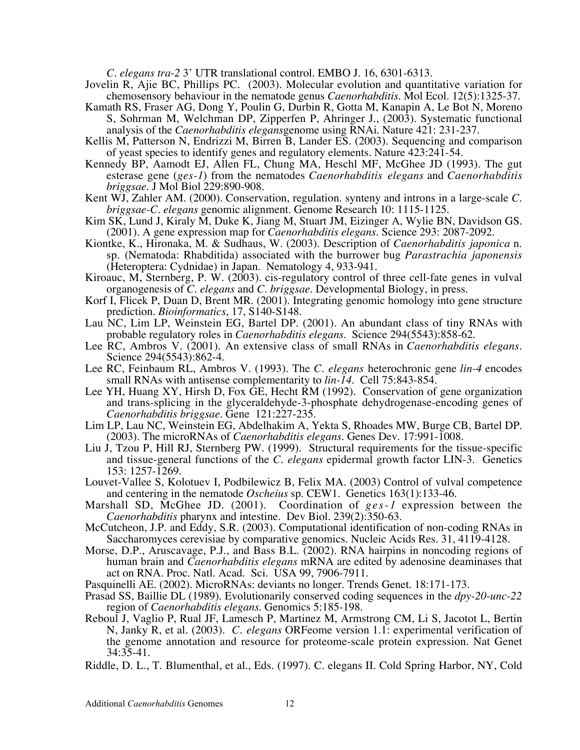*C. elegans tra-2* 3' UTR translational control. EMBO J. 16, 6301-6313.

Jovelin R, Ajie BC, Phillips PC. (2003). Molecular evolution and quantitative variation for chemosensory behaviour in the nematode genus *Caenorhabditis*. Mol Ecol. 12(5):1325-37.

Kamath RS, Fraser AG, Dong Y, Poulin G, Durbin R, Gotta M, Kanapin A, Le Bot N, Moreno S, Sohrman M, Welchman DP, Zipperfen P, Ahringer J., (2003). Systematic functional analysis of the *Caenorhabditis elegans*genome using RNAi. Nature 421: 231-237.

Kellis M, Patterson N, Endrizzi M, Birren B, Lander ES. (2003). Sequencing and comparison of yeast species to identify genes and regulatory elements. Nature 423:241-54.

Kennedy BP, Aamodt EJ, Allen FL, Chung MA, Heschl MF, McGhee JD (1993). The gut esterase gene (*ges-1*) from the nematodes *Caenorhabditis elegans* and *Caenorhabditis briggsae*. J Mol Biol 229:890-908.

Kent WJ, Zahler AM. (2000). Conservation, regulation. synteny and introns in a large-scale *C. briggsae-C. elegans* genomic alignment. Genome Research 10: 1115-1125.

Kim SK, Lund J, Kiraly M, Duke K, Jiang M, Stuart JM, Eizinger A, Wylie BN, Davidson GS. (2001). A gene expression map for *Caenorhabditis elegans*. Science 293: 2087-2092.

Kiontke, K., Hironaka, M. & Sudhaus, W. (2003). Description of *Caenorhabditis japonica* n. sp. (Nematoda: Rhabditida) associated with the burrower bug *Parastrachia japonensis* (Heteroptera: Cydnidae) in Japan. Nematology 4, 933-941.

Kiroauc, M, Sternberg, P. W. (2003). cis-regulatory control of three cell-fate genes in vulval organogenesis of *C. elegans* and *C. briggsae*. Developmental Biology, in press.

Korf I, Flicek P, Duan D, Brent MR. (2001). Integrating genomic homology into gene structure prediction. *Bioinformatics*, 17, S140-S148.

Lau NC, Lim LP, Weinstein EG, Bartel DP. (2001). An abundant class of tiny RNAs with probable regulatory roles in *Caenorhabditis elegans*. Science 294(5543):858-62.

Lee RC, Ambros V. (2001). An extensive class of small RNAs in *Caenorhabditis elegans*. Science 294(5543):862-4.

Lee RC, Feinbaum RL, Ambros V. (1993). The *C. elegans* heterochronic gene *lin-4* encodes small RNAs with antisense complementarity to *lin-14*. Cell 75:843-854.

Lee YH, Huang XY, Hirsh D, Fox GE, Hecht RM (1992). Conservation of gene organization and trans-splicing in the glyceraldehyde-3-phosphate dehydrogenase-encoding genes of *Caenorhabditis briggsae*. Gene 121:227-235.

Lim LP, Lau NC, Weinstein EG, Abdelhakim A, Yekta S, Rhoades MW, Burge CB, Bartel DP. (2003). The microRNAs of *Caenorhabditis elegans*. Genes Dev. 17:991-1008.

Liu J, Tzou P, Hill RJ, Sternberg PW. (1999). Structural requirements for the tissue-specific and tissue-general functions of the *C. elegans* epidermal growth factor LIN-3. Genetics 153: 1257-1269.

Louvet-Vallee S, Kolotuev I, Podbilewicz B, Felix MA. (2003) Control of vulval competence and centering in the nematode *Oscheius* sp. CEW1. Genetics 163(1):133-46.

Marshall SD, McGhee JD. (2001). Coordination of *ges-1* expression between the *Caenorhabditis* pharynx and intestine. Dev Biol. 239(2):350-63.

McCutcheon, J.P. and Eddy, S.R. (2003). Computational identification of non-coding RNAs in Saccharomyces cerevisiae by comparative genomics. Nucleic Acids Res. 31, 4119-4128.

Morse, D.P., Aruscavage, P.J., and Bass B.L. (2002). RNA hairpins in noncoding regions of human brain and *Caenorhabditis elegans* mRNA are edited by adenosine deaminases that act on RNA. Proc. Natl. Acad. Sci. USA 99, 7906-7911.

Pasquinelli AE. (2002). MicroRNAs: deviants no longer. Trends Genet. 18:171-173.

Prasad SS, Baillie DL (1989). Evolutionarily conserved coding sequences in the *dpy-20-unc-22* region of *Caenorhabditis elegans*. Genomics 5:185-198.

Reboul J, Vaglio P, Rual JF, Lamesch P, Martinez M, Armstrong CM, Li S, Jacotot L, Bertin N, Janky R, et al. (2003). *C. elegans* ORFeome version 1.1: experimental verification of the genome annotation and resource for proteome-scale protein expression. Nat Genet 34:35-41.

Riddle, D. L., T. Blumenthal, et al., Eds. (1997). C. elegans II. Cold Spring Harbor, NY, Cold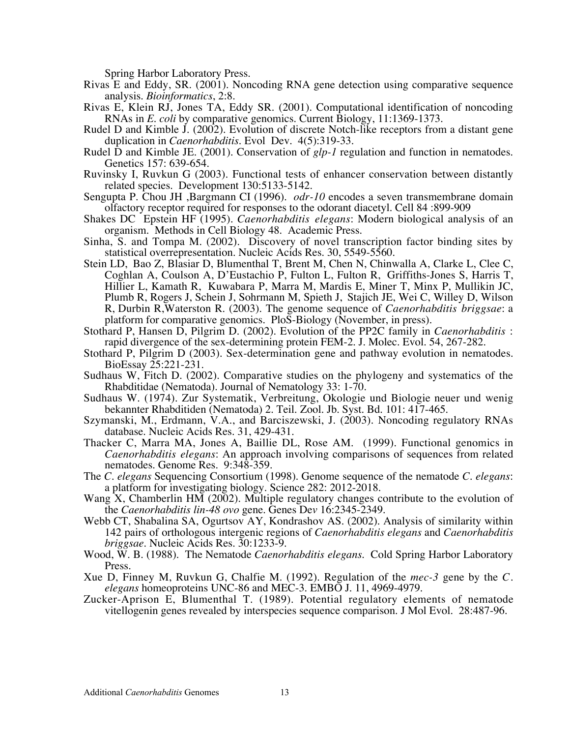Spring Harbor Laboratory Press.

Rivas E and Eddy, SR. (2001). Noncoding RNA gene detection using comparative sequence analysis. *Bioinformatics*, 2:8.

Rivas E, Klein RJ, Jones TA, Eddy SR. (2001). Computational identification of noncoding RNAs in *E. coli* by comparative genomics. Current Biology, 11:1369-1373.

Rudel D and Kimble J. (2002). Evolution of discrete Notch-like receptors from a distant gene duplication in *Caenorhabditis*. Evol Dev. 4(5):319-33.

Rudel D and Kimble JE. (2001). Conservation of *glp-1* regulation and function in nematodes. Genetics 157: 639-654.

Ruvinsky I, Ruvkun G (2003). Functional tests of enhancer conservation between distantly related species. Development 130:5133-5142.

Sengupta P. Chou JH ,Bargmann CI (1996). *odr-10* encodes a seven transmembrane domain olfactory receptor required for responses to the odorant diacetyl. Cell 84 :899-909

Shakes DC Epstein HF (1995). *Caenorhabditis elegans*: Modern biological analysis of an organism. Methods in Cell Biology 48. Academic Press.

Sinha, S. and Tompa M. (2002). Discovery of novel transcription factor binding sites by statistical overrepresentation. Nucleic Acids Res. 30, 5549-5560.

Stein LD, Bao Z, Blasiar D, Blumenthal T, Brent M, Chen N, Chinwalla A, Clarke L, Clee C, Coghlan A, Coulson A, D'Eustachio P, Fulton L, Fulton R, Griffiths-Jones S, Harris T, Hillier L, Kamath R, Kuwabara P, Marra M, Mardis E, Miner T, Minx P, Mullikin JC, Plumb R, Rogers J, Schein J, Sohrmann M, Spieth J, Stajich JE, Wei C, Willey D, Wilson R, Durbin R,Waterston R. (2003). The genome sequence of *Caenorhabditis briggsae*: a platform for comparative genomics. PloS-Biology (November, in press).

Stothard P, Hansen D, Pilgrim D. (2002). Evolution of the PP2C family in *Caenorhabditis* : rapid divergence of the sex-determining protein FEM-2. J. Molec. Evol. 54, 267-282.

Stothard P, Pilgrim D (2003). Sex-determination gene and pathway evolution in nematodes. BioEssay 25:221-231.

Sudhaus W, Fitch D. (2002). Comparative studies on the phylogeny and systematics of the Rhabditidae (Nematoda). Journal of Nematology 33: 1-70.

Sudhaus W. (1974). Zur Systematik, Verbreitung, Okologie und Biologie neuer und wenig bekannter Rhabditiden (Nematoda) 2. Teil. Zool. Jb. Syst. Bd. 101: 417-465.

Szymanski, M., Erdmann, V.A., and Barciszewski, J. (2003). Noncoding regulatory RNAs database. Nucleic Acids Res. 31, 429-431.

Thacker C, Marra MA, Jones A, Baillie DL, Rose AM. (1999). Functional genomics in *Caenorhabditis elegans*: An approach involving comparisons of sequences from related nematodes. Genome Res. 9:348-359.

The *C. elegans* Sequencing Consortium (1998). Genome sequence of the nematode *C. elegans*: a platform for investigating biology. Science 282: 2012-2018.

Wang X, Chamberlin HM (2002). Multiple regulatory changes contribute to the evolution of the *Caenorhabditis lin-48 ovo* gene. Genes Dev 16:2345-2349.

Webb CT, Shabalina SA, Ogurtsov AY, Kondrashov AS. (2002). Analysis of similarity within 142 pairs of orthologous intergenic regions of *Caenorhabditis elegans* and *Caenorhabditis briggsae*. Nucleic Acids Res. 30:1233-9.

Wood, W. B. (1988). The Nematode *Caenorhabditis elegans*. Cold Spring Harbor Laboratory Press.

Xue D, Finney M, Ruvkun G, Chalfie M. (1992). Regulation of the *mec-3* gene by the *C. elegans* homeoproteins UNC-86 and MEC-3. EMBO J. 11, 4969-4979.

Zucker-Aprison E, Blumenthal T. (1989). Potential regulatory elements of nematode vitellogenin genes revealed by interspecies sequence comparison. J Mol Evol. 28:487-96.